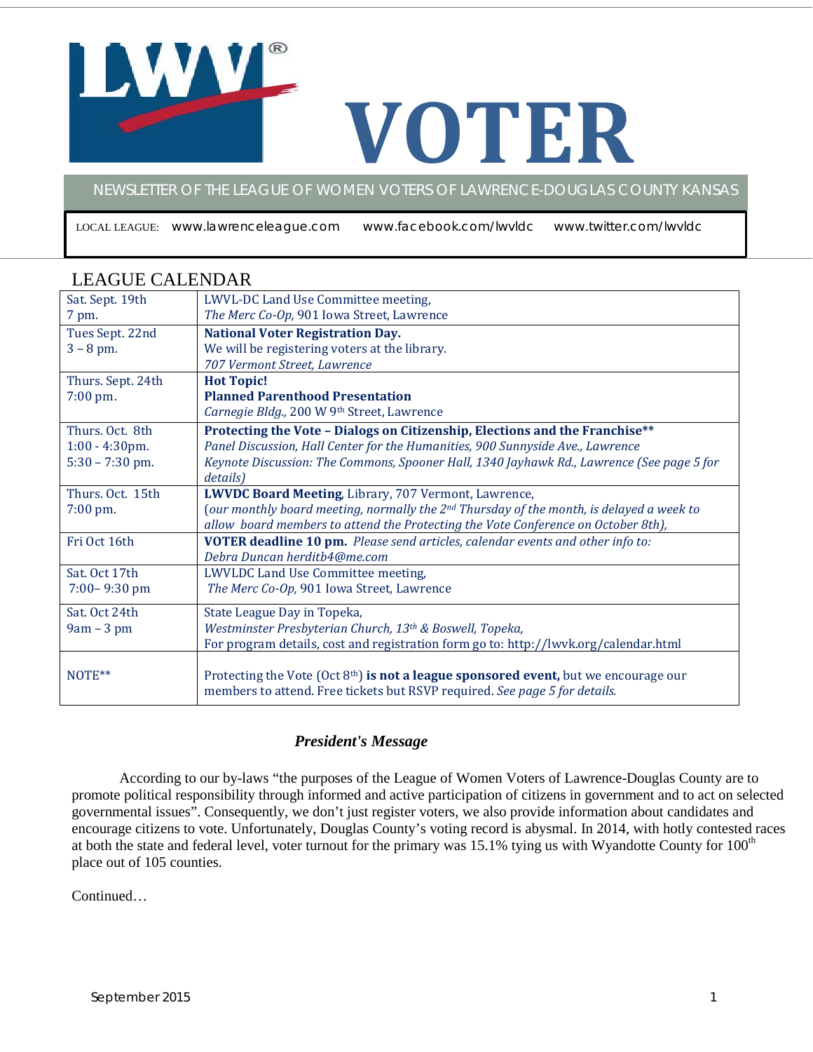# VOTER

NEWSLETTER OF THE LEAGUE OF WOMEN VOTERS OF LAWRENCE-DOUGLAS COUNTY KANSAS

LOCAL LEAGUE: www.lawrenceleague.com www.facebook.com/lwvldc www.twitter.com/lwvldc

## LEAGUE CALENDAR

| | |
|---|---|
| Sat. Sept. 19th<br>7 pm. | LWVL-DC Land Use Committee meeting,<br>*The Merc Co-Op,* 901 Iowa Street, Lawrence |
| Tues Sept. 22nd<br>3 – 8 pm. | **National Voter Registration Day.**<br>We will be registering voters at the library.<br>*707 Vermont Street, Lawrence* |
| Thurs. Sept. 24th<br>7:00 pm. | **Hot Topic!**<br>**Planned Parenthood Presentation**<br>*Carnegie Bldg.,* 200 W 9th Street, Lawrence |
| Thurs. Oct. 8th<br>1:00 - 4:30pm.<br>5:30 – 7:30 pm. | **Protecting the Vote – Dialogs on Citizenship, Elections and the Franchise****<br>*Panel Discussion, Hall Center for the Humanities, 900 Sunnyside Ave., Lawrence*<br>*Keynote Discussion: The Commons, Spooner Hall, 1340 Jayhawk Rd., Lawrence (See page 5 for details)* |
| Thurs. Oct. 15th<br>7:00 pm. | **LWVDC Board Meeting**, Library, 707 Vermont, Lawrence,<br>(*our monthly board meeting, normally the 2nd Thursday of the month, is delayed a week to allow board members to attend the Protecting the Vote Conference on October 8th),* |
| Fri Oct 16th | **VOTER deadline 10 pm.** *Please send articles, calendar events and other info to: Debra Duncan herditb4@me.com* |
| Sat. Oct 17th<br>7:00– 9:30 pm | LWVLDC Land Use Committee meeting,<br>*The Merc Co-Op,* 901 Iowa Street, Lawrence |
| Sat. Oct 24th<br>9am – 3 pm | State League Day in Topeka,<br>*Westminster Presbyterian Church, 13th & Boswell, Topeka,*<br>For program details, cost and registration form go to: http://lwvk.org/calendar.html |
| NOTE** | Protecting the Vote (Oct 8th) **is not a league sponsored event,** but we encourage our members to attend. Free tickets but RSVP required. *See page 5 for details.* |

### *President's Message*

According to our by-laws "the purposes of the League of Women Voters of Lawrence-Douglas County are to promote political responsibility through informed and active participation of citizens in government and to act on selected governmental issues". Consequently, we don't just register voters, we also provide information about candidates and encourage citizens to vote. Unfortunately, Douglas County's voting record is abysmal. In 2014, with hotly contested races at both the state and federal level, voter turnout for the primary was 15.1% tying us with Wyandotte County for 100th place out of 105 counties.

Continued…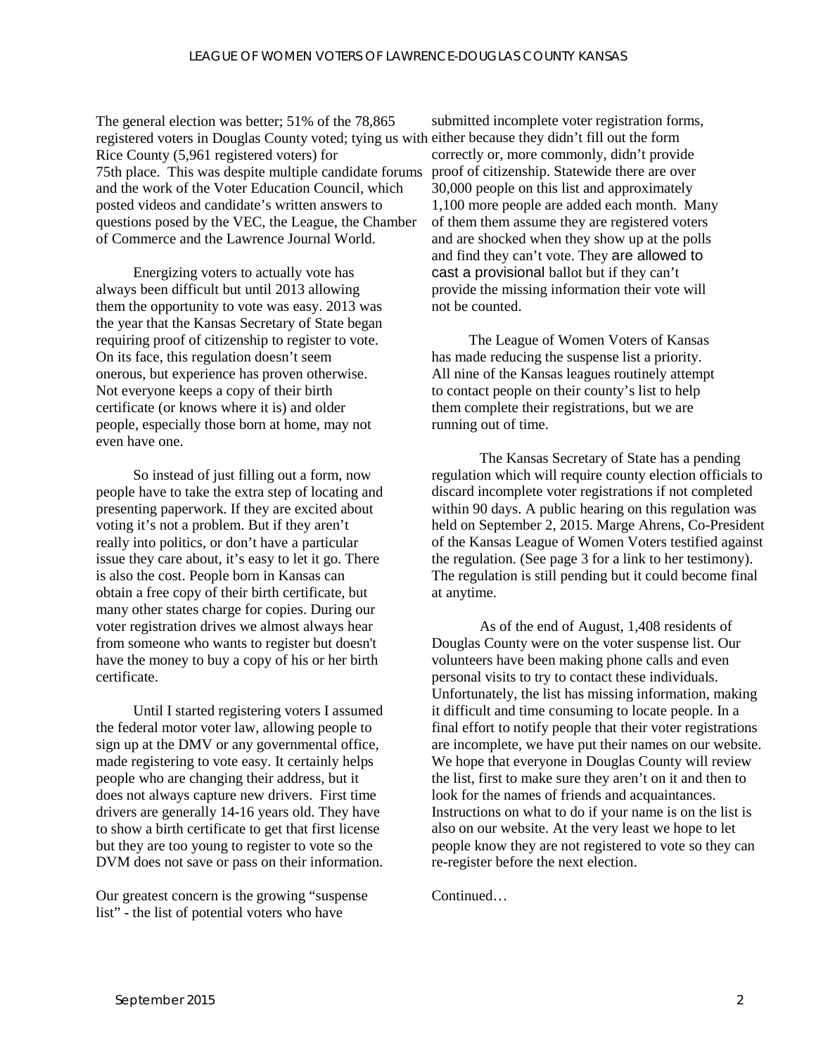The general election was better; 51% of the 78,865 registered voters in Douglas County voted; tying us with Rice County (5,961 registered voters) for 75th place. This was despite multiple candidate forums and the work of the Voter Education Council, which posted videos and candidate's written answers to questions posed by the VEC, the League, the Chamber of Commerce and the Lawrence Journal World.

Energizing voters to actually vote has always been difficult but until 2013 allowing them the opportunity to vote was easy. 2013 was the year that the Kansas Secretary of State began requiring proof of citizenship to register to vote. On its face, this regulation doesn't seem onerous, but experience has proven otherwise. Not everyone keeps a copy of their birth certificate (or knows where it is) and older people, especially those born at home, may not even have one.

So instead of just filling out a form, now people have to take the extra step of locating and presenting paperwork. If they are excited about voting it's not a problem. But if they aren't really into politics, or don't have a particular issue they care about, it's easy to let it go. There is also the cost. People born in Kansas can obtain a free copy of their birth certificate, but many other states charge for copies. During our voter registration drives we almost always hear from someone who wants to register but doesn't have the money to buy a copy of his or her birth certificate.

Until I started registering voters I assumed the federal motor voter law, allowing people to sign up at the DMV or any governmental office, made registering to vote easy. It certainly helps people who are changing their address, but it does not always capture new drivers. First time drivers are generally 14-16 years old. They have to show a birth certificate to get that first license but they are too young to register to vote so the DVM does not save or pass on their information.

Our greatest concern is the growing "suspense list" - the list of potential voters who have submitted incomplete voter registration forms, either because they didn't fill out the form correctly or, more commonly, didn't provide proof of citizenship. Statewide there are over 30,000 people on this list and approximately 1,100 more people are added each month. Many of them them assume they are registered voters and are shocked when they show up at the polls and find they can't vote. They are allowed to cast a provisional ballot but if they can't provide the missing information their vote will not be counted.

The League of Women Voters of Kansas has made reducing the suspense list a priority. All nine of the Kansas leagues routinely attempt to contact people on their county's list to help them complete their registrations, but we are running out of time.

The Kansas Secretary of State has a pending regulation which will require county election officials to discard incomplete voter registrations if not completed within 90 days. A public hearing on this regulation was held on September 2, 2015. Marge Ahrens, Co-President of the Kansas League of Women Voters testified against the regulation. (See page 3 for a link to her testimony). The regulation is still pending but it could become final at anytime.

As of the end of August, 1,408 residents of Douglas County were on the voter suspense list. Our volunteers have been making phone calls and even personal visits to try to contact these individuals. Unfortunately, the list has missing information, making it difficult and time consuming to locate people. In a final effort to notify people that their voter registrations are incomplete, we have put their names on our website. We hope that everyone in Douglas County will review the list, first to make sure they aren't on it and then to look for the names of friends and acquaintances. Instructions on what to do if your name is on the list is also on our website. At the very least we hope to let people know they are not registered to vote so they can re-register before the next election.

Continued…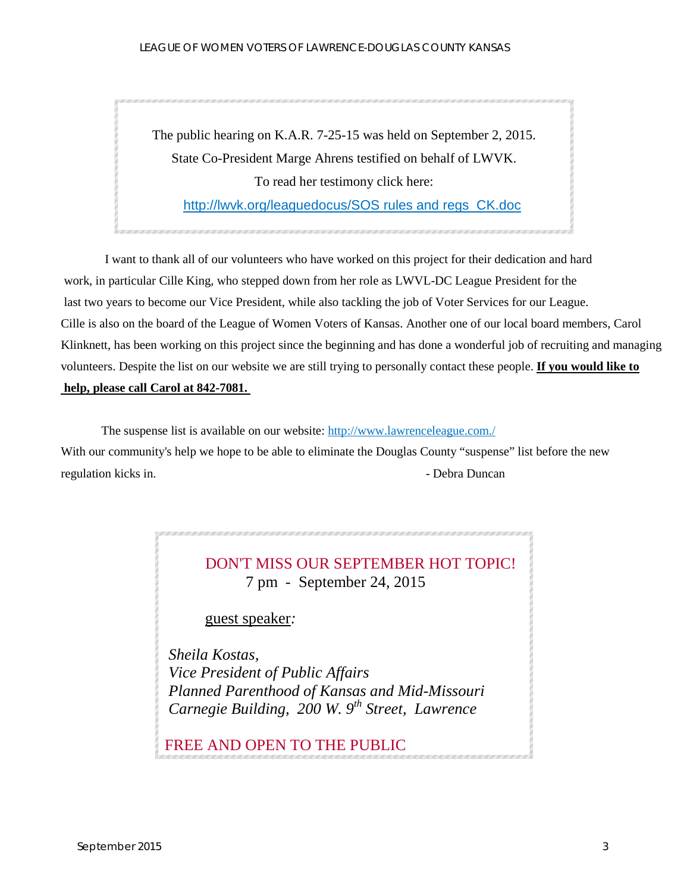The public hearing on K.A.R. 7-25-15 was held on September 2, 2015.
State Co-President Marge Ahrens testified on behalf of LWVK.
To read her testimony click here:
http://lwvk.org/leaguedocus/SOS rules and regs_CK.doc

I want to thank all of our volunteers who have worked on this project for their dedication and hard work, in particular Cille King, who stepped down from her role as LWVL-DC League President for the last two years to become our Vice President, while also tackling the job of Voter Services for our League. Cille is also on the board of the League of Women Voters of Kansas. Another one of our local board members, Carol Klinknett, has been working on this project since the beginning and has done a wonderful job of recruiting and managing volunteers. Despite the list on our website we are still trying to personally contact these people. **If you would like to help, please call Carol at 842-7081.**

The suspense list is available on our website: http://www.lawrenceleague.com./
With our community's help we hope to be able to eliminate the Douglas County "suspense" list before the new regulation kicks in.

\- Debra Duncan

DON'T MISS OUR SEPTEMBER HOT TOPIC!
7 pm - September 24, 2015

guest speaker:

*Sheila Kostas,*
*Vice President of Public Affairs*
*Planned Parenthood of Kansas and Mid-Missouri*
*Carnegie Building, 200 W. 9th Street, Lawrence*

FREE AND OPEN TO THE PUBLIC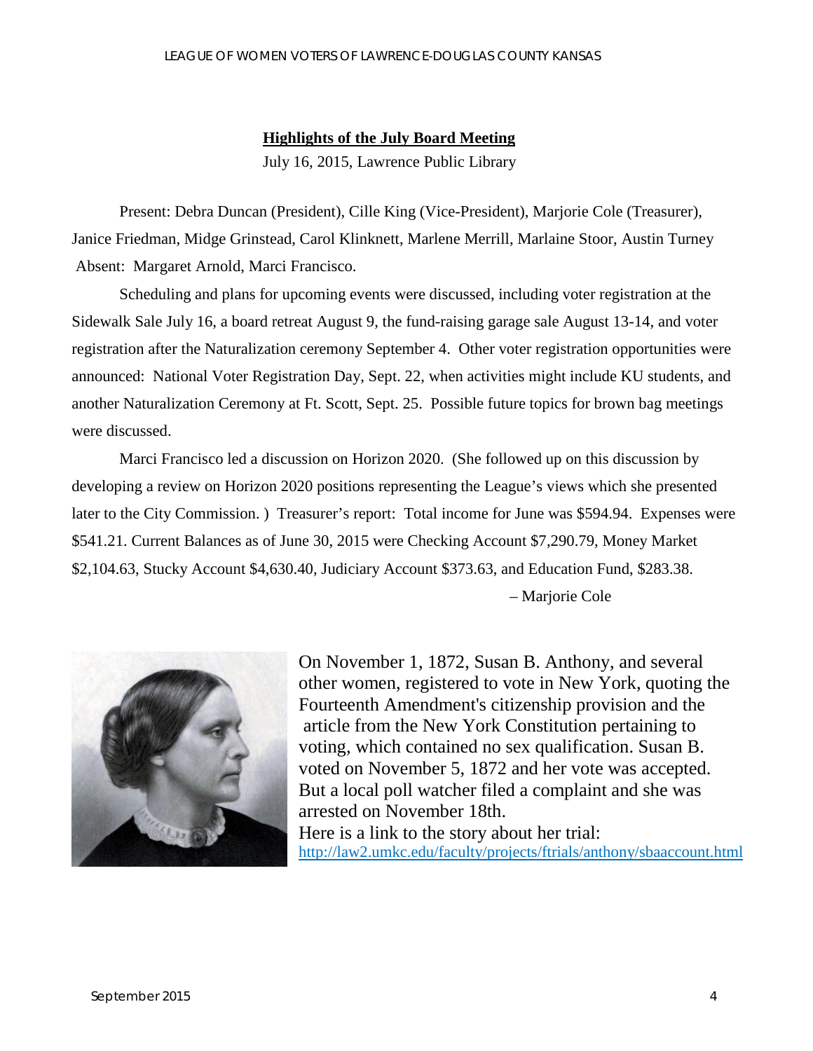## Highlights of the July Board Meeting

July 16, 2015, Lawrence Public Library

Present: Debra Duncan (President), Cille King (Vice-President), Marjorie Cole (Treasurer), Janice Friedman, Midge Grinstead, Carol Klinknett, Marlene Merrill, Marlaine Stoor, Austin Turney Absent: Margaret Arnold, Marci Francisco.

Scheduling and plans for upcoming events were discussed, including voter registration at the Sidewalk Sale July 16, a board retreat August 9, the fund-raising garage sale August 13-14, and voter registration after the Naturalization ceremony September 4. Other voter registration opportunities were announced: National Voter Registration Day, Sept. 22, when activities might include KU students, and another Naturalization Ceremony at Ft. Scott, Sept. 25. Possible future topics for brown bag meetings were discussed.

Marci Francisco led a discussion on Horizon 2020. (She followed up on this discussion by developing a review on Horizon 2020 positions representing the League's views which she presented later to the City Commission. ) Treasurer's report: Total income for June was $594.94. Expenses were $541.21. Current Balances as of June 30, 2015 were Checking Account $7,290.79, Money Market $2,104.63, Stucky Account $4,630.40, Judiciary Account $373.63, and Education Fund, $283.38.

– Marjorie Cole

On November 1, 1872, Susan B. Anthony, and several other women, registered to vote in New York, quoting the Fourteenth Amendment's citizenship provision and the article from the New York Constitution pertaining to voting, which contained no sex qualification. Susan B. voted on November 5, 1872 and her vote was accepted. But a local poll watcher filed a complaint and she was arrested on November 18th.

Here is a link to the story about her trial:
http://law2.umkc.edu/faculty/projects/ftrials/anthony/sbaaccount.html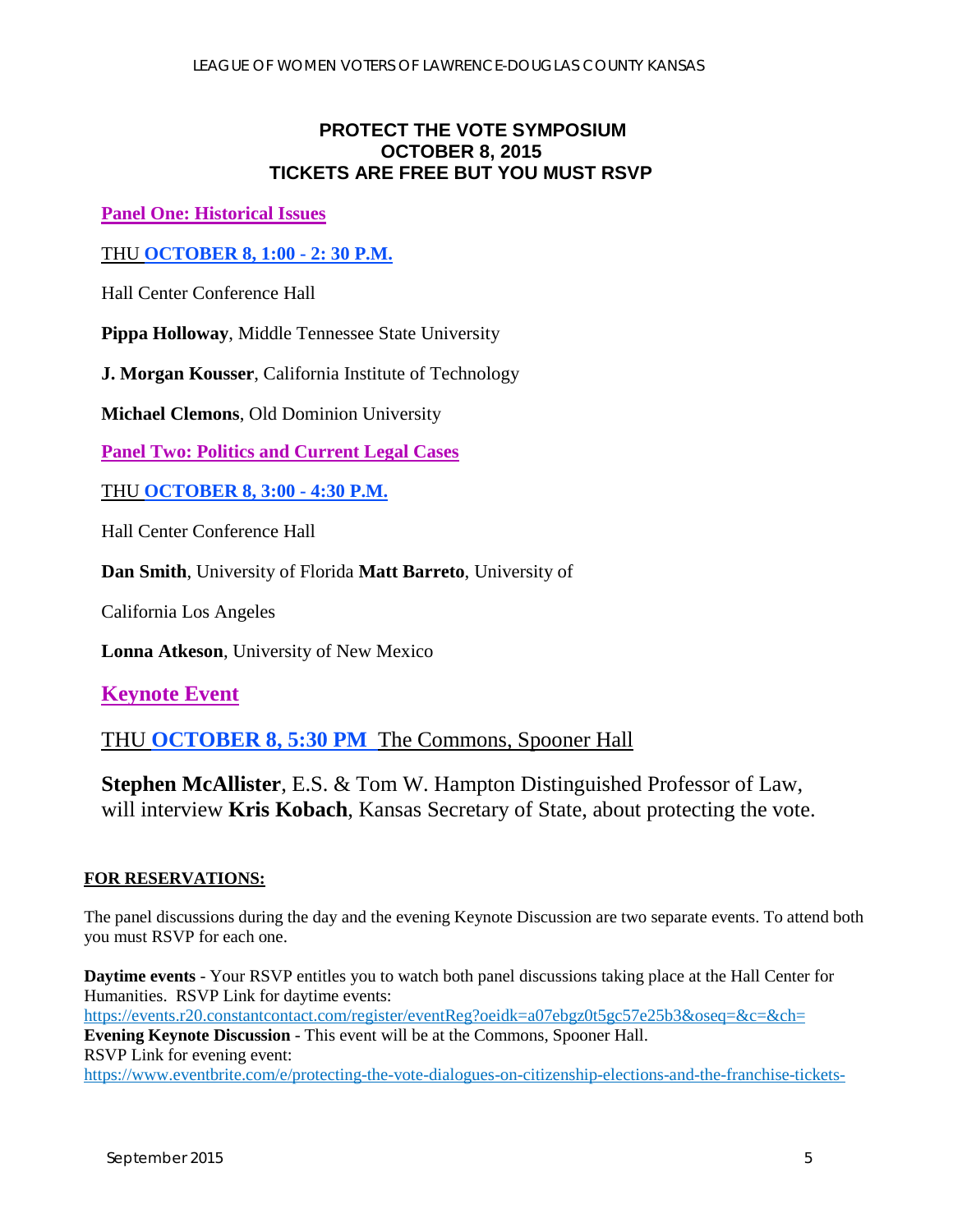## PROTECT THE VOTE SYMPOSIUM
## OCTOBER 8, 2015
## TICKETS ARE FREE BUT YOU MUST RSVP

**Panel One: Historical Issues**

THU **OCTOBER 8, 1:00 - 2: 30 P.M.**

Hall Center Conference Hall

**Pippa Holloway**, Middle Tennessee State University

**J. Morgan Kousser**, California Institute of Technology

**Michael Clemons**, Old Dominion University

**Panel Two: Politics and Current Legal Cases**

THU **OCTOBER 8, 3:00 - 4:30 P.M.**

Hall Center Conference Hall

**Dan Smith**, University of Florida **Matt Barreto**, University of California Los Angeles

**Lonna Atkeson**, University of New Mexico

### Keynote Event

THU **OCTOBER 8, 5:30 PM** The Commons, Spooner Hall

**Stephen McAllister**, E.S. & Tom W. Hampton Distinguished Professor of Law, will interview **Kris Kobach**, Kansas Secretary of State, about protecting the vote.

**FOR RESERVATIONS:**

The panel discussions during the day and the evening Keynote Discussion are two separate events. To attend both you must RSVP for each one.

**Daytime events** - Your RSVP entitles you to watch both panel discussions taking place at the Hall Center for Humanities. RSVP Link for daytime events:
https://events.r20.constantcontact.com/register/eventReg?oeidk=a07ebgz0t5gc57e25b3&oseq=&c=&ch=
**Evening Keynote Discussion** - This event will be at the Commons, Spooner Hall.
RSVP Link for evening event:
https://www.eventbrite.com/e/protecting-the-vote-dialogues-on-citizenship-elections-and-the-franchise-tickets-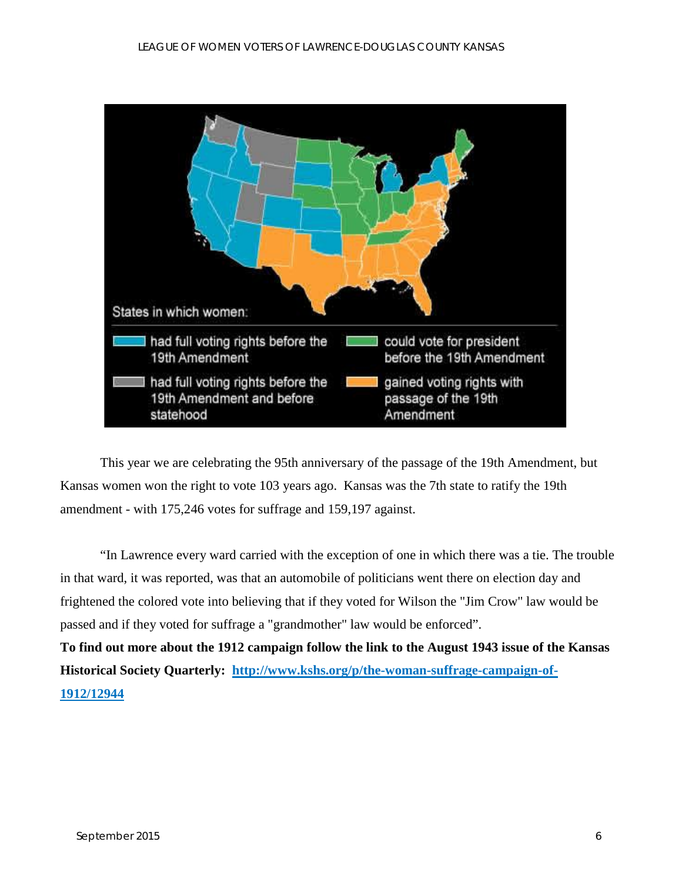States in which women:

- had full voting rights before the 19th Amendment
- had full voting rights before the 19th Amendment and before statehood
- could vote for president before the 19th Amendment
- gained voting rights with passage of the 19th Amendment

This year we are celebrating the 95th anniversary of the passage of the 19th Amendment, but Kansas women won the right to vote 103 years ago. Kansas was the 7th state to ratify the 19th amendment - with 175,246 votes for suffrage and 159,197 against.

"In Lawrence every ward carried with the exception of one in which there was a tie. The trouble in that ward, it was reported, was that an automobile of politicians went there on election day and frightened the colored vote into believing that if they voted for Wilson the "Jim Crow" law would be passed and if they voted for suffrage a "grandmother" law would be enforced".

**To find out more about the 1912 campaign follow the link to the August 1943 issue of the Kansas Historical Society Quarterly: [http://www.kshs.org/p/the-woman-suffrage-campaign-of-1912/12944](http://www.kshs.org/p/the-woman-suffrage-campaign-of-1912/12944)**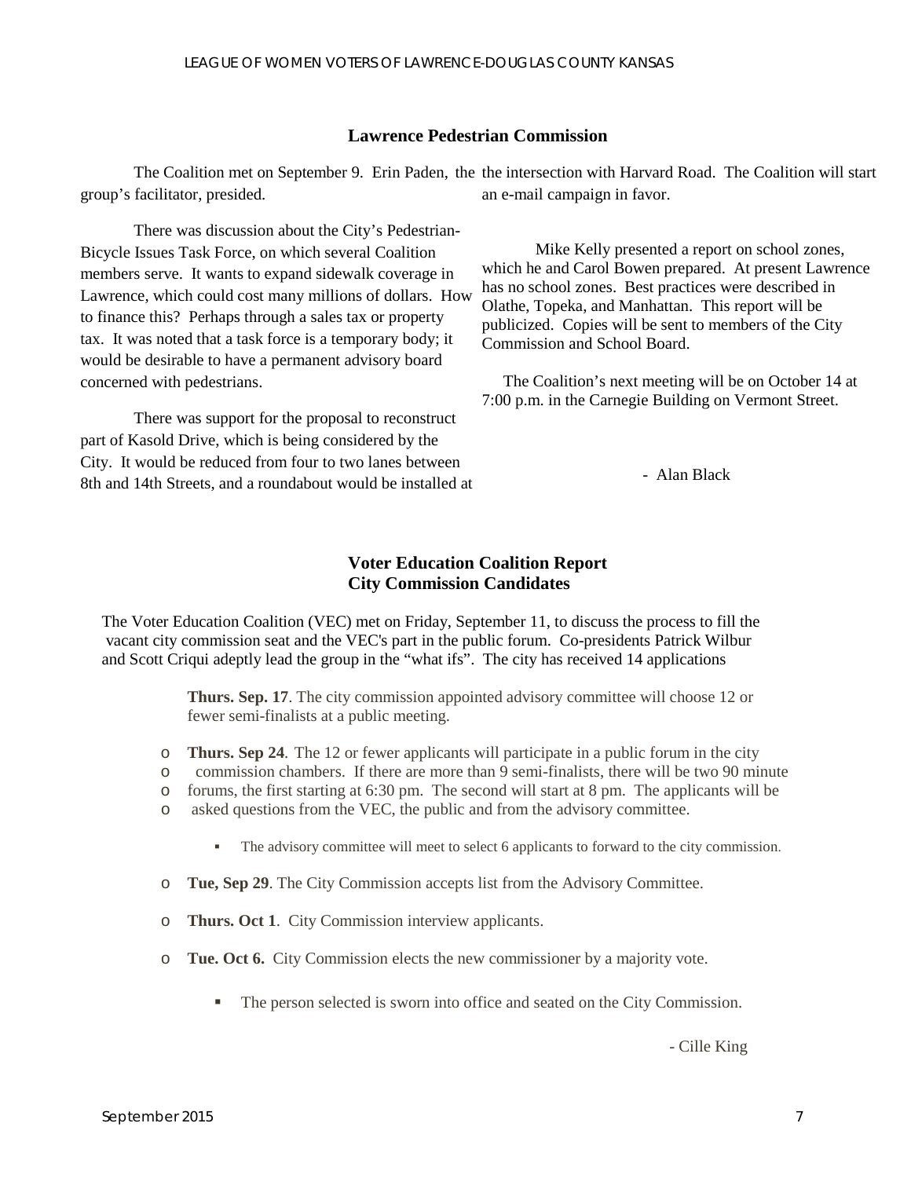## Lawrence Pedestrian Commission

The Coalition met on September 9. Erin Paden, the group's facilitator, presided.

There was discussion about the City's Pedestrian-Bicycle Issues Task Force, on which several Coalition members serve. It wants to expand sidewalk coverage in Lawrence, which could cost many millions of dollars. How to finance this? Perhaps through a sales tax or property tax. It was noted that a task force is a temporary body; it would be desirable to have a permanent advisory board concerned with pedestrians.

There was support for the proposal to reconstruct part of Kasold Drive, which is being considered by the City. It would be reduced from four to two lanes between 8th and 14th Streets, and a roundabout would be installed at the intersection with Harvard Road. The Coalition will start an e-mail campaign in favor.

Mike Kelly presented a report on school zones, which he and Carol Bowen prepared. At present Lawrence has no school zones. Best practices were described in Olathe, Topeka, and Manhattan. This report will be publicized. Copies will be sent to members of the City Commission and School Board.

The Coalition's next meeting will be on October 14 at 7:00 p.m. in the Carnegie Building on Vermont Street.

\- Alan Black

## Voter Education Coalition Report
## City Commission Candidates

The Voter Education Coalition (VEC) met on Friday, September 11, to discuss the process to fill the vacant city commission seat and the VEC's part in the public forum. Co-presidents Patrick Wilbur and Scott Criqui adeptly lead the group in the "what ifs". The city has received 14 applications

**Thurs. Sep. 17**. The city commission appointed advisory committee will choose 12 or fewer semi-finalists at a public meeting.

- **Thurs. Sep 24**. The 12 or fewer applicants will participate in a public forum in the city commission chambers. If there are more than 9 semi-finalists, there will be two 90 minute forums, the first starting at 6:30 pm. The second will start at 8 pm. The applicants will be asked questions from the VEC, the public and from the advisory committee.
  - The advisory committee will meet to select 6 applicants to forward to the city commission.
- **Tue, Sep 29**. The City Commission accepts list from the Advisory Committee.
- **Thurs. Oct 1**. City Commission interview applicants.
- **Tue. Oct 6.** City Commission elects the new commissioner by a majority vote.
  - The person selected is sworn into office and seated on the City Commission.

\- Cille King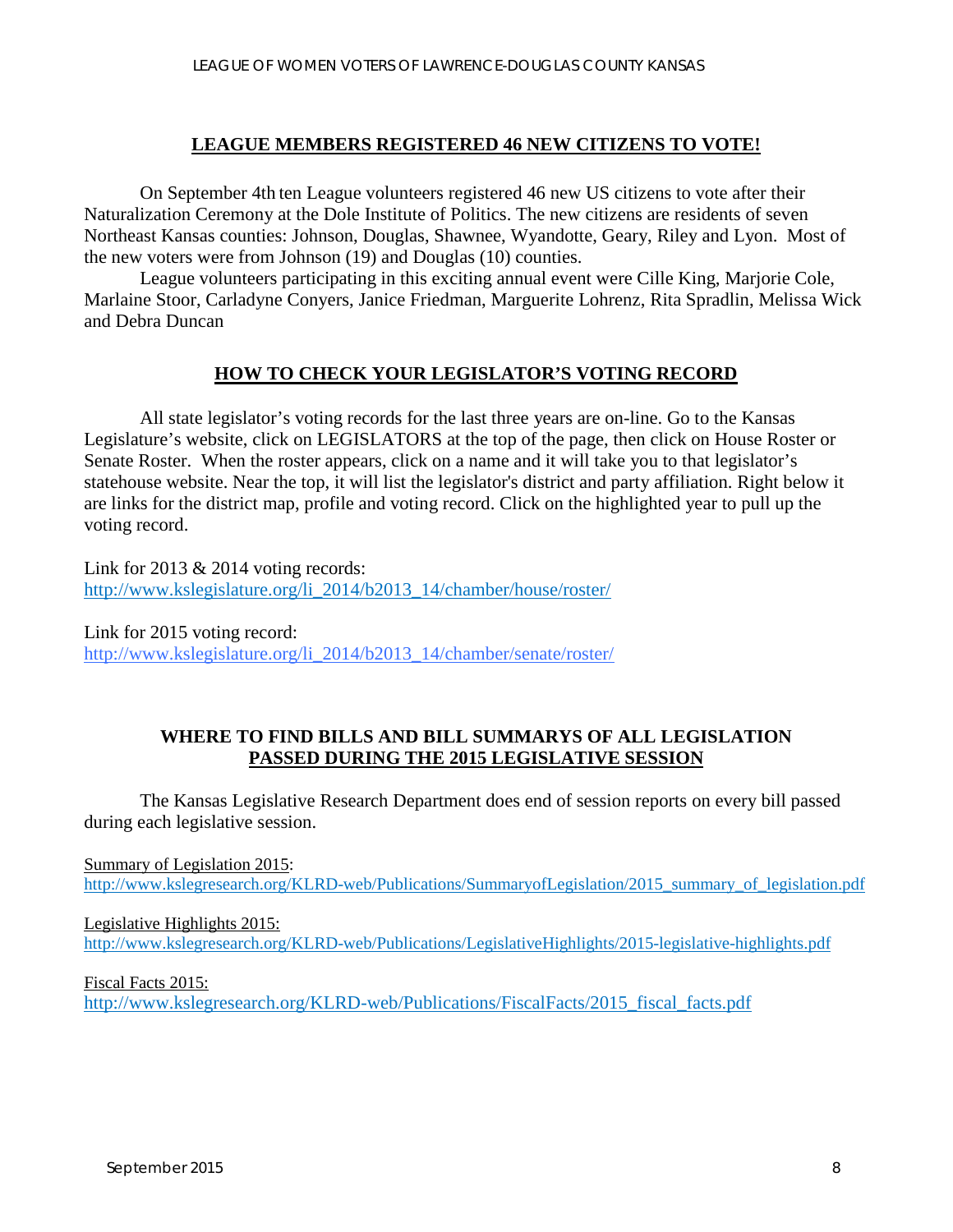## LEAGUE MEMBERS REGISTERED 46 NEW CITIZENS TO VOTE!

On September 4th ten League volunteers registered 46 new US citizens to vote after their Naturalization Ceremony at the Dole Institute of Politics. The new citizens are residents of seven Northeast Kansas counties: Johnson, Douglas, Shawnee, Wyandotte, Geary, Riley and Lyon. Most of the new voters were from Johnson (19) and Douglas (10) counties.

League volunteers participating in this exciting annual event were Cille King, Marjorie Cole, Marlaine Stoor, Carladyne Conyers, Janice Friedman, Marguerite Lohrenz, Rita Spradlin, Melissa Wick and Debra Duncan

## HOW TO CHECK YOUR LEGISLATOR'S VOTING RECORD

All state legislator's voting records for the last three years are on-line. Go to the Kansas Legislature's website, click on LEGISLATORS at the top of the page, then click on House Roster or Senate Roster. When the roster appears, click on a name and it will take you to that legislator's statehouse website. Near the top, it will list the legislator's district and party affiliation. Right below it are links for the district map, profile and voting record. Click on the highlighted year to pull up the voting record.

Link for 2013 & 2014 voting records:
http://www.kslegislature.org/li_2014/b2013_14/chamber/house/roster/

Link for 2015 voting record:
http://www.kslegislature.org/li_2014/b2013_14/chamber/senate/roster/

## WHERE TO FIND BILLS AND BILL SUMMARYS OF ALL LEGISLATION PASSED DURING THE 2015 LEGISLATIVE SESSION

The Kansas Legislative Research Department does end of session reports on every bill passed during each legislative session.

Summary of Legislation 2015:
http://www.kslegresearch.org/KLRD-web/Publications/SummaryofLegislation/2015_summary_of_legislation.pdf

Legislative Highlights 2015:
http://www.kslegresearch.org/KLRD-web/Publications/LegislativeHighlights/2015-legislative-highlights.pdf

Fiscal Facts 2015:
http://www.kslegresearch.org/KLRD-web/Publications/FiscalFacts/2015_fiscal_facts.pdf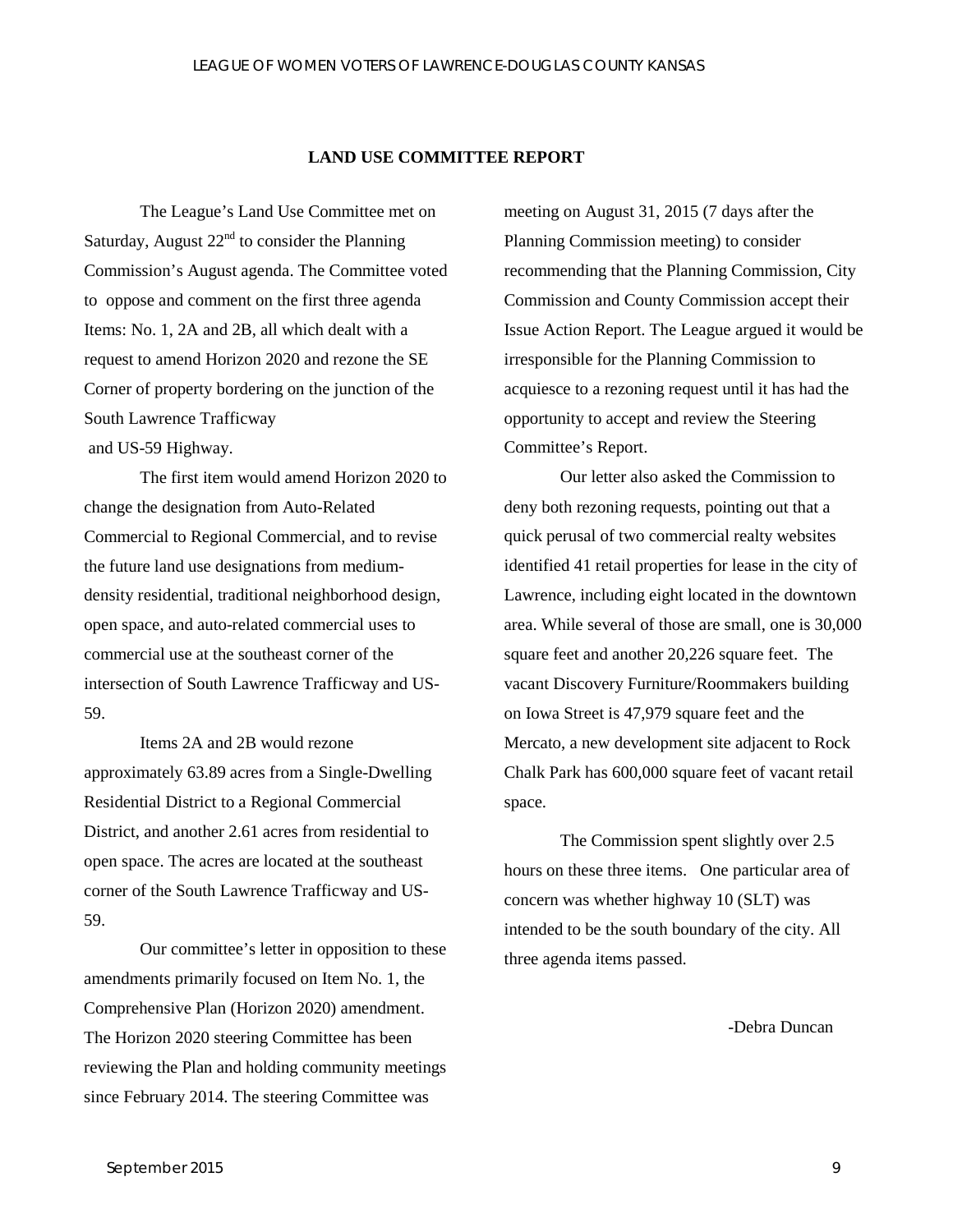## LAND USE COMMITTEE REPORT

The League's Land Use Committee met on Saturday, August 22nd to consider the Planning Commission's August agenda. The Committee voted to oppose and comment on the first three agenda Items: No. 1, 2A and 2B, all which dealt with a request to amend Horizon 2020 and rezone the SE Corner of property bordering on the junction of the South Lawrence Trafficway and US-59 Highway.

The first item would amend Horizon 2020 to change the designation from Auto-Related Commercial to Regional Commercial, and to revise the future land use designations from medium-density residential, traditional neighborhood design, open space, and auto-related commercial uses to commercial use at the southeast corner of the intersection of South Lawrence Trafficway and US-59.

Items 2A and 2B would rezone approximately 63.89 acres from a Single-Dwelling Residential District to a Regional Commercial District, and another 2.61 acres from residential to open space. The acres are located at the southeast corner of the South Lawrence Trafficway and US-59.

Our committee's letter in opposition to these amendments primarily focused on Item No. 1, the Comprehensive Plan (Horizon 2020) amendment. The Horizon 2020 steering Committee has been reviewing the Plan and holding community meetings since February 2014. The steering Committee was meeting on August 31, 2015 (7 days after the Planning Commission meeting) to consider recommending that the Planning Commission, City Commission and County Commission accept their Issue Action Report. The League argued it would be irresponsible for the Planning Commission to acquiesce to a rezoning request until it has had the opportunity to accept and review the Steering Committee's Report.

Our letter also asked the Commission to deny both rezoning requests, pointing out that a quick perusal of two commercial realty websites identified 41 retail properties for lease in the city of Lawrence, including eight located in the downtown area. While several of those are small, one is 30,000 square feet and another 20,226 square feet. The vacant Discovery Furniture/Roommakers building on Iowa Street is 47,979 square feet and the Mercato, a new development site adjacent to Rock Chalk Park has 600,000 square feet of vacant retail space.

The Commission spent slightly over 2.5 hours on these three items. One particular area of concern was whether highway 10 (SLT) was intended to be the south boundary of the city. All three agenda items passed.

-Debra Duncan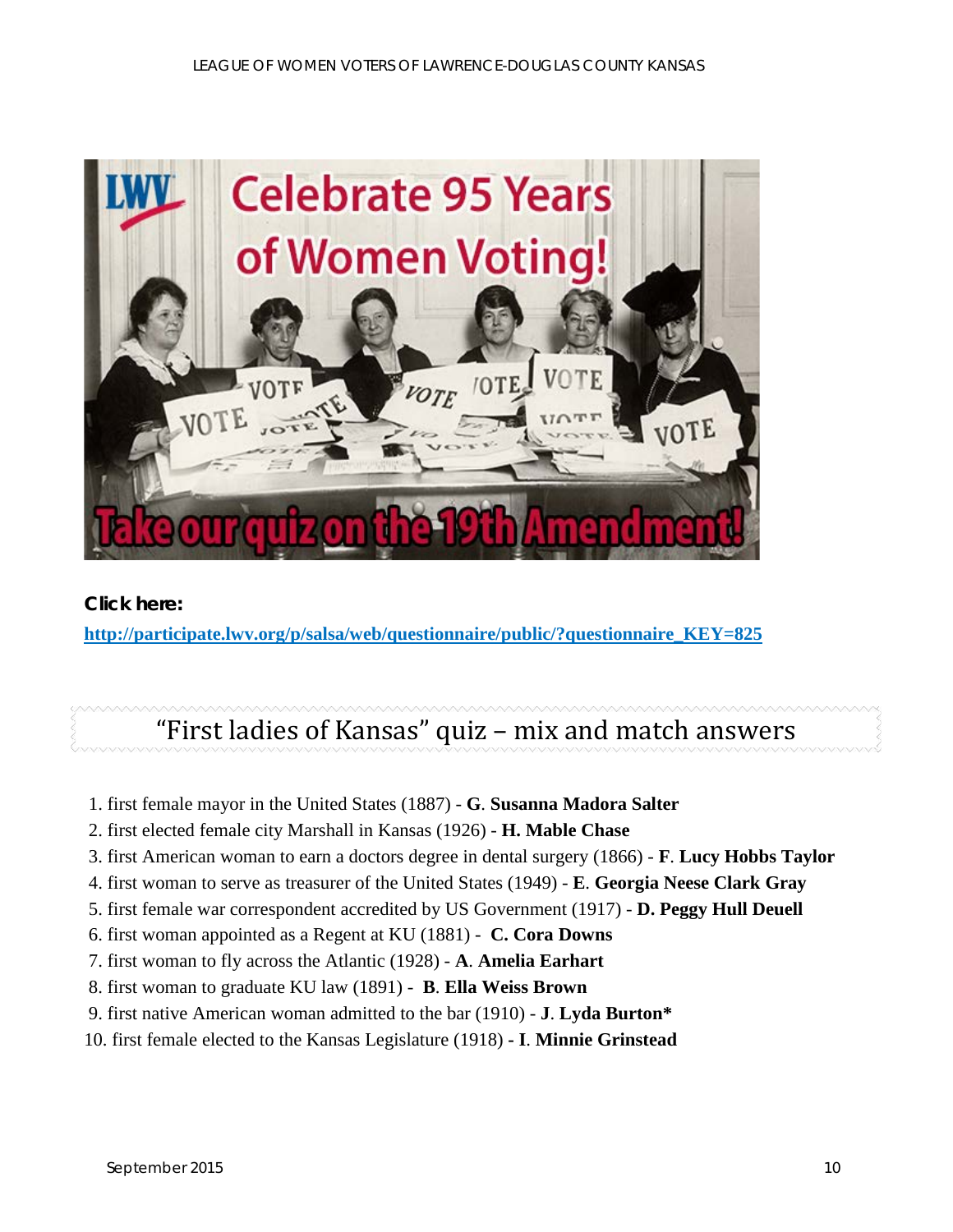**Click here:**

[http://participate.lwv.org/p/salsa/web/questionnaire/public/?questionnaire_KEY=825](http://participate.lwv.org/p/salsa/web/questionnaire/public/?questionnaire_KEY=825)

## "First ladies of Kansas" quiz – mix and match answers

1. first female mayor in the United States (1887) - **G**. **Susanna Madora Salter**
2. first elected female city Marshall in Kansas (1926) - **H. Mable Chase**
3. first American woman to earn a doctors degree in dental surgery (1866) - **F**. **Lucy Hobbs Taylor**
4. first woman to serve as treasurer of the United States (1949) - **E**. **Georgia Neese Clark Gray**
5. first female war correspondent accredited by US Government (1917) - **D. Peggy Hull Deuell**
6. first woman appointed as a Regent at KU (1881) - **C. Cora Downs**
7. first woman to fly across the Atlantic (1928) - **A**. **Amelia Earhart**
8. first woman to graduate KU law (1891) - **B**. **Ella Weiss Brown**
9. first native American woman admitted to the bar (1910) - **J**. **Lyda Burton***
10. first female elected to the Kansas Legislature (1918) **- I**. **Minnie Grinstead**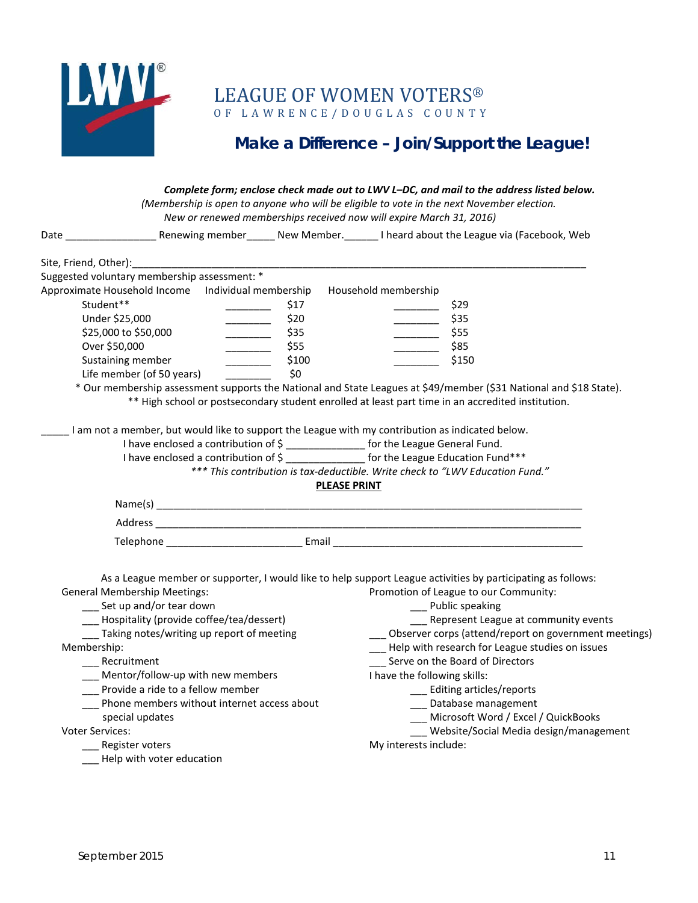# LEAGUE OF WOMEN VOTERS®
OF LAWRENCE/DOUGLAS COUNTY

## Make a Difference – Join/Support the League!

***Complete form; enclose check made out to LWV L–DC, and mail to the address listed below.***
*(Membership is open to anyone who will be eligible to vote in the next November election. New or renewed memberships received now will expire March 31, 2016)*

Date ________________ Renewing member_____ New Member.______ I heard about the League via (Facebook, Web Site, Friend, Other):______________________________________________________________________________

Suggested voluntary membership assessment: *

| Approximate Household Income | | Individual membership | | Household membership |
|---|---|---|---|---|
| Student** | ________ | $17 | ________ | $29 |
| Under $25,000 | ________ | $20 | ________ | $35 |
| $25,000 to $50,000 | ________ | $35 | ________ | $55 |
| Over $50,000 | ________ | $55 | ________ | $85 |
| Sustaining member | ________ | $100 | ________ | $150 |
| Life member (of 50 years) | ________ | $0 | | |

\* Our membership assessment supports the National and State Leagues at $49/member ($31 National and $18 State).
** High school or postsecondary student enrolled at least part time in an accredited institution.

_____ I am not a member, but would like to support the League with my contribution as indicated below.
I have enclosed a contribution of $ ______________ for the League General Fund.
I have enclosed a contribution of $ ______________ for the League Education Fund***
*\*\*\* This contribution is tax-deductible. Write check to "LWV Education Fund."*

**PLEASE PRINT**

Name(s) ____________________________________________________________________________

Address ____________________________________________________________________________

Telephone ________________________ Email _____________________________________________

As a League member or supporter, I would like to help support League activities by participating as follows:

General Membership Meetings:
- ___ Set up and/or tear down
- ___ Hospitality (provide coffee/tea/dessert)
- ___ Taking notes/writing up report of meeting

Membership:
- ___ Recruitment
- ___ Mentor/follow-up with new members
- ___ Provide a ride to a fellow member
- ___ Phone members without internet access about special updates

Voter Services:
- ___ Register voters
- ___ Help with voter education

Promotion of League to our Community:
- ___ Public speaking
- ___ Represent League at community events

___ Observer corps (attend/report on government meetings)
___ Help with research for League studies on issues
___ Serve on the Board of Directors

I have the following skills:
- ___ Editing articles/reports
- ___ Database management
- ___ Microsoft Word / Excel / QuickBooks
- ___ Website/Social Media design/management

My interests include:

September 2015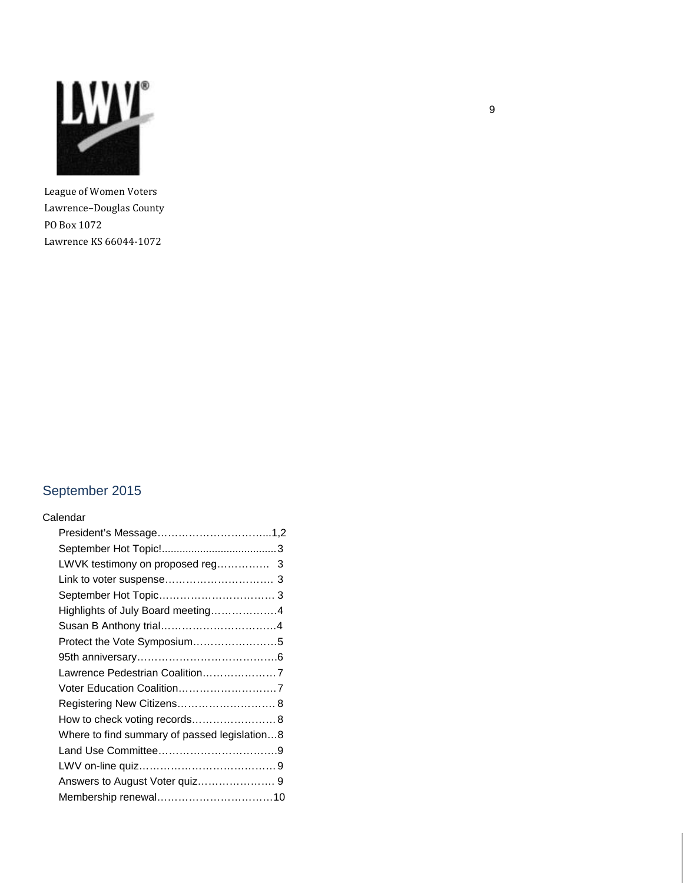League of Women Voters
Lawrence–Douglas County
PO Box 1072
Lawrence KS 66044-1072

## September 2015

Calendar

- President's Message…………………………...1,2
- September Hot Topic!.......................................3
- LWVK testimony on proposed reg…………… 3
- Link to voter suspense………………………… 3
- September Hot Topic…………………………… 3
- Highlights of July Board meeting……………….4
- Susan B Anthony trial…………………………….4
- Protect the Vote Symposium……………………5
- 95th anniversary…………………………………..6
- Lawrence Pedestrian Coalition…………………7
- Voter Education Coalition……………………….7
- Registering New Citizens………………………. 8
- How to check voting records……………………8
- Where to find summary of passed legislation…8
- Land Use Committee…………………………….9
- LWV on-line quiz………………………………….9
- Answers to August Voter quiz…………………. 9
- Membership renewal…………………………….10